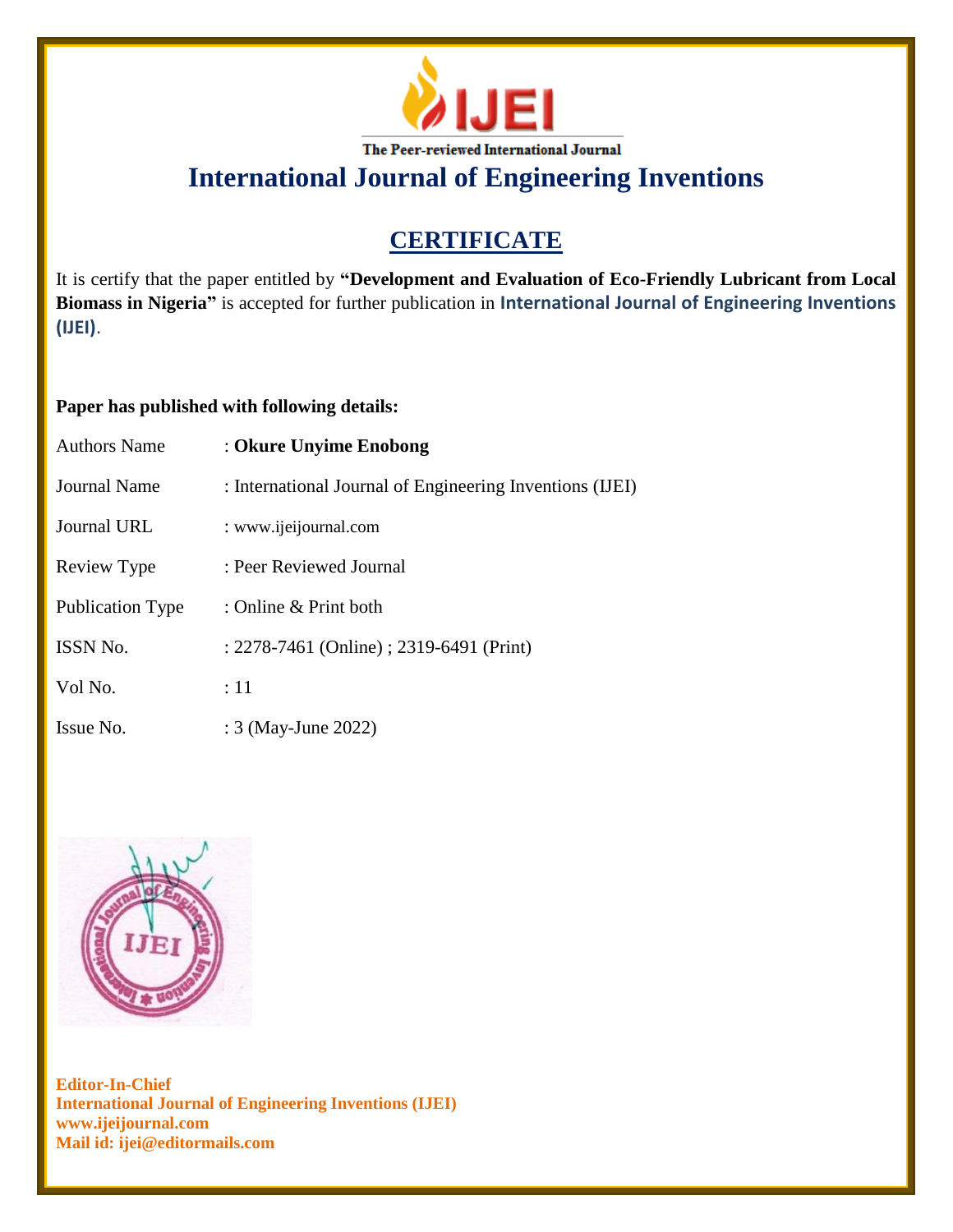IJEI

The Peer-reviewed International Journal

# International Journal of Engineering Inventions

## CERTIFICATE

It is certify that the paper entitled by **"Development and Evaluation of Eco-Friendly Lubricant from Local Biomass in Nigeria"** is accepted for further publication in **International Journal of Engineering Inventions (IJEI)**.

**Paper has published with following details:**

| | |
|---|---|
| Authors Name | : **Okure Unyime Enobong** |
| Journal Name | : International Journal of Engineering Inventions (IJEI) |
| Journal URL | : www.ijeijournal.com |
| Review Type | : Peer Reviewed Journal |
| Publication Type | : Online & Print both |
| ISSN No. | : 2278-7461 (Online) ; 2319-6491 (Print) |
| Vol No. | : 11 |
| Issue No. | : 3 (May-June 2022) |

**Editor-In-Chief**
**International Journal of Engineering Inventions (IJEI)**
**www.ijeijournal.com**
**Mail id: ijei@editormails.com**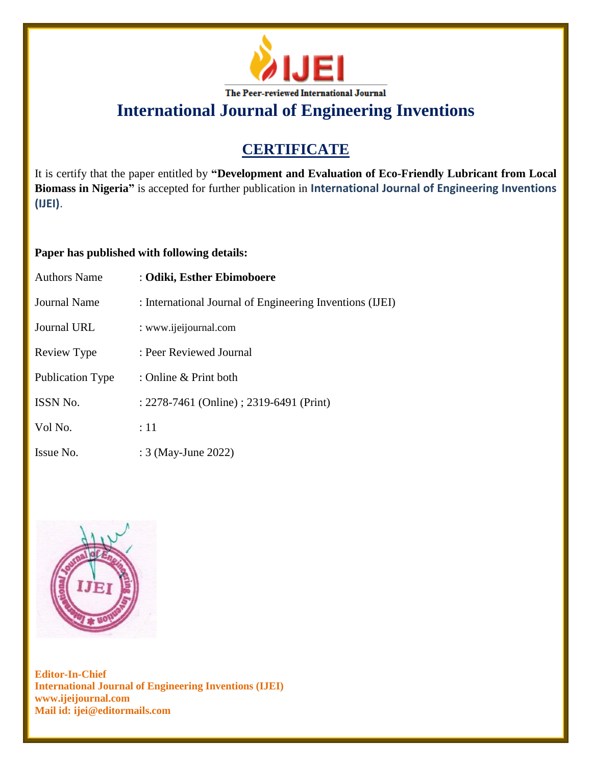# IJEI

The Peer-reviewed International Journal

## International Journal of Engineering Inventions

## CERTIFICATE

It is certify that the paper entitled by **"Development and Evaluation of Eco-Friendly Lubricant from Local Biomass in Nigeria"** is accepted for further publication in **International Journal of Engineering Inventions (IJEI)**.

**Paper has published with following details:**

| | |
|---|---|
| Authors Name | : **Odiki, Esther Ebimoboere** |
| Journal Name | : International Journal of Engineering Inventions (IJEI) |
| Journal URL | : www.ijeijournal.com |
| Review Type | : Peer Reviewed Journal |
| Publication Type | : Online & Print both |
| ISSN No. | : 2278-7461 (Online) ; 2319-6491 (Print) |
| Vol No. | : 11 |
| Issue No. | : 3 (May-June 2022) |

**Editor-In-Chief**
**International Journal of Engineering Inventions (IJEI)**
**www.ijeijournal.com**
**Mail id: ijei@editormails.com**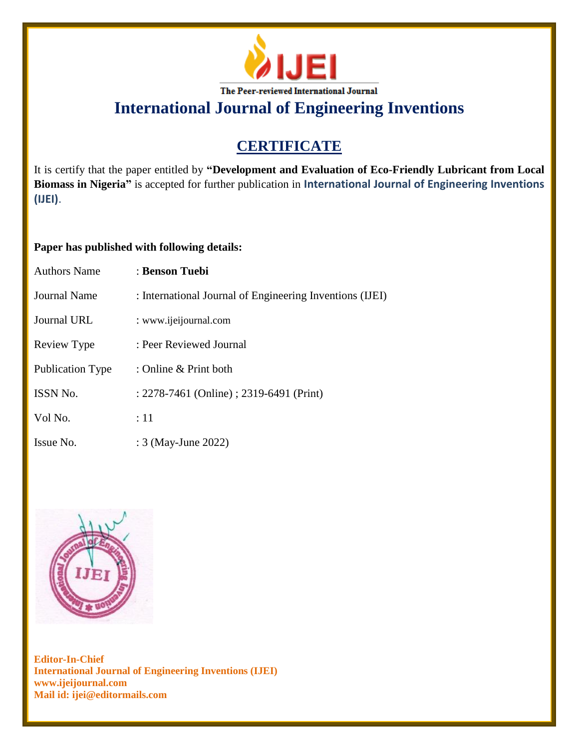**IJEI**

The Peer-reviewed International Journal

# International Journal of Engineering Inventions

## CERTIFICATE

It is certify that the paper entitled by **"Development and Evaluation of Eco-Friendly Lubricant from Local Biomass in Nigeria"** is accepted for further publication in **International Journal of Engineering Inventions (IJEI)**.

**Paper has published with following details:**

| | |
|---|---|
| Authors Name | : **Benson Tuebi** |
| Journal Name | : International Journal of Engineering Inventions (IJEI) |
| Journal URL | : www.ijeijournal.com |
| Review Type | : Peer Reviewed Journal |
| Publication Type | : Online & Print both |
| ISSN No. | : 2278-7461 (Online) ; 2319-6491 (Print) |
| Vol No. | : 11 |
| Issue No. | : 3 (May-June 2022) |

**Editor-In-Chief**
**International Journal of Engineering Inventions (IJEI)**
**www.ijeijournal.com**
**Mail id: ijei@editormails.com**